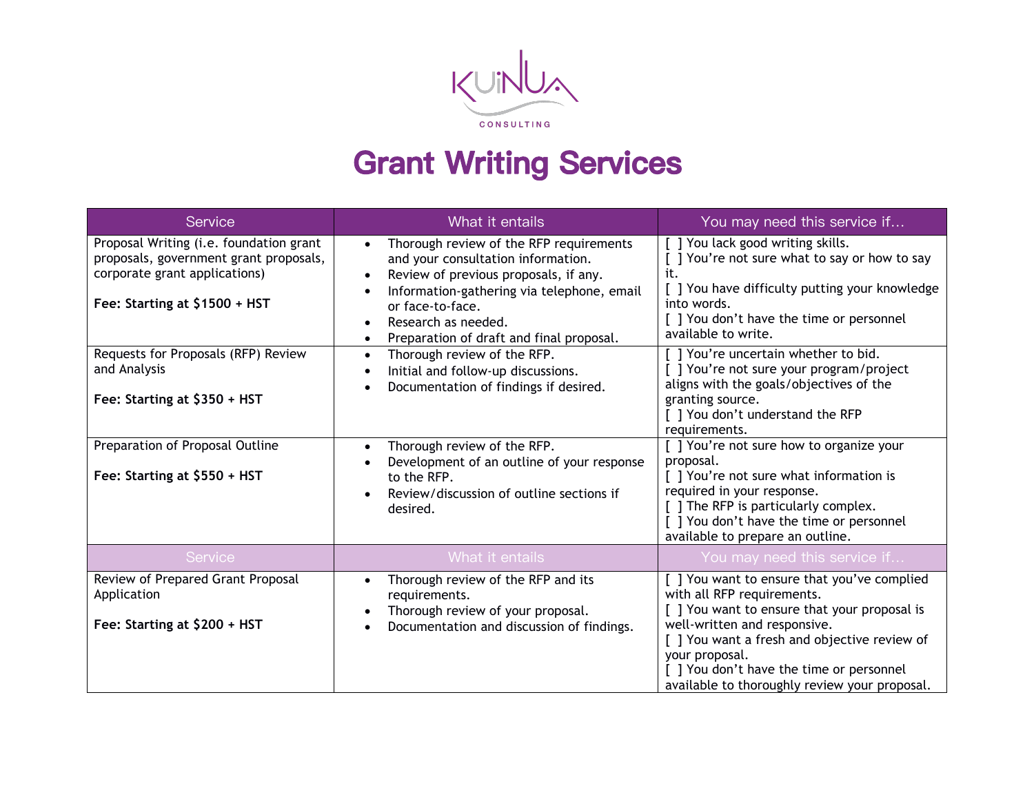KUINUA

CONSULTING

# Grant Writing Services

| Service | What it entails | You may need this service if… |
|---|---|---|
| Proposal Writing (i.e. foundation grant proposals, government grant proposals, corporate grant applications)<br><br>**Fee: Starting at $1500 + HST** | • Thorough review of the RFP requirements and your consultation information.<br>• Review of previous proposals, if any.<br>• Information-gathering via telephone, email or face-to-face.<br>• Research as needed.<br>• Preparation of draft and final proposal. | [ ] You lack good writing skills.<br>[ ] You're not sure what to say or how to say it.<br>[ ] You have difficulty putting your knowledge into words.<br>[ ] You don't have the time or personnel available to write. |
| Requests for Proposals (RFP) Review and Analysis<br><br>**Fee: Starting at $350 + HST** | • Thorough review of the RFP.<br>• Initial and follow-up discussions.<br>• Documentation of findings if desired. | [ ] You're uncertain whether to bid.<br>[ ] You're not sure your program/project aligns with the goals/objectives of the granting source.<br>[ ] You don't understand the RFP requirements. |
| Preparation of Proposal Outline<br><br>**Fee: Starting at $550 + HST** | • Thorough review of the RFP.<br>• Development of an outline of your response to the RFP.<br>• Review/discussion of outline sections if desired. | [ ] You're not sure how to organize your proposal.<br>[ ] You're not sure what information is required in your response.<br>[ ] The RFP is particularly complex.<br>[ ] You don't have the time or personnel available to prepare an outline. |
| Service | What it entails | You may need this service if… |
| Review of Prepared Grant Proposal Application<br><br>**Fee: Starting at $200 + HST** | • Thorough review of the RFP and its requirements.<br>• Thorough review of your proposal.<br>• Documentation and discussion of findings. | [ ] You want to ensure that you've complied with all RFP requirements.<br>[ ] You want to ensure that your proposal is well-written and responsive.<br>[ ] You want a fresh and objective review of your proposal.<br>[ ] You don't have the time or personnel available to thoroughly review your proposal. |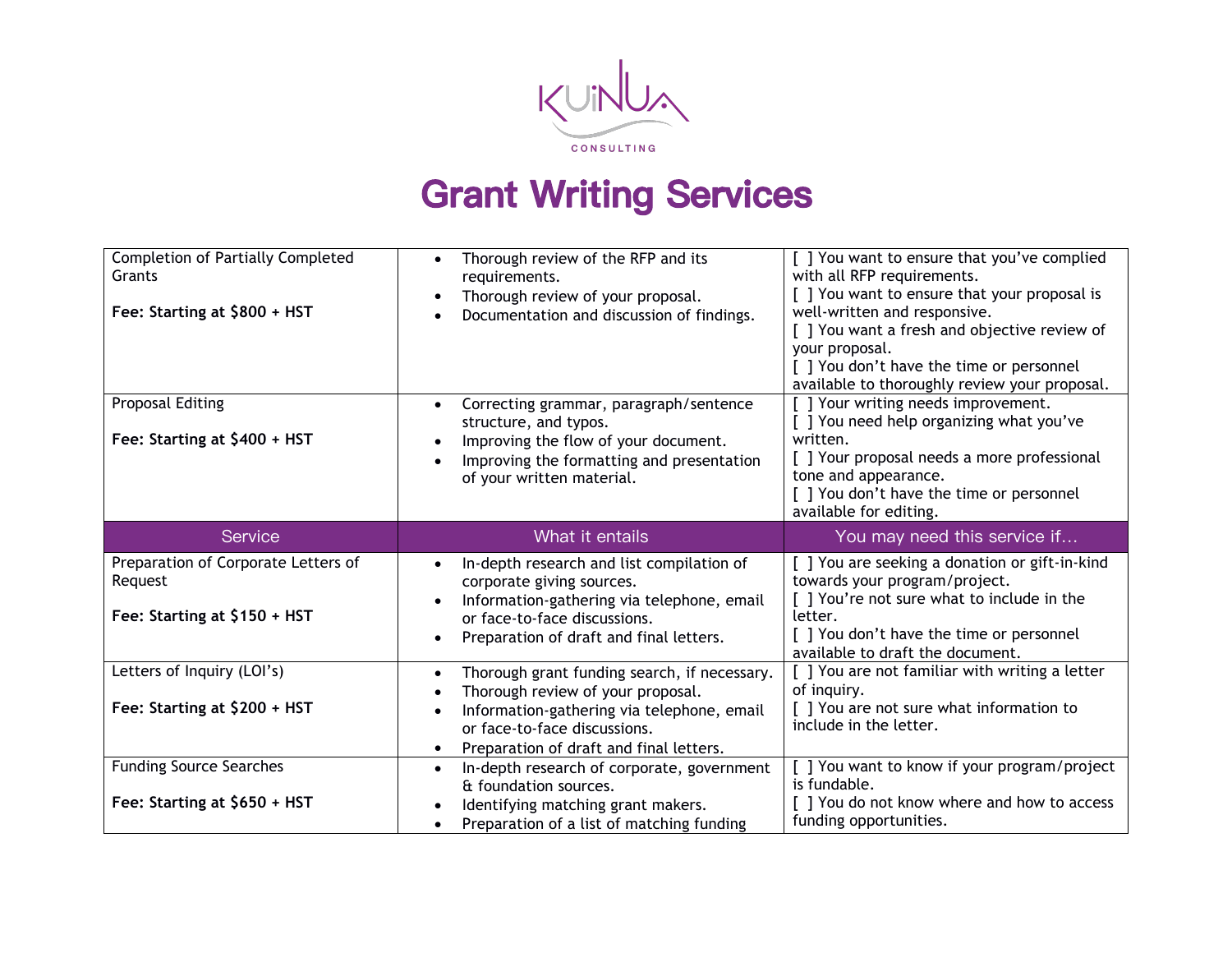KUiNUA CONSULTING

# Grant Writing Services

| Service | What it entails | You may need this service if… |
|---|---|---|
| Completion of Partially Completed Grants<br><br>**Fee: Starting at $800 + HST** | • Thorough review of the RFP and its requirements.<br>• Thorough review of your proposal.<br>• Documentation and discussion of findings. | [ ] You want to ensure that you've complied with all RFP requirements.<br>[ ] You want to ensure that your proposal is well-written and responsive.<br>[ ] You want a fresh and objective review of your proposal.<br>[ ] You don't have the time or personnel available to thoroughly review your proposal. |
| Proposal Editing<br><br>**Fee: Starting at $400 + HST** | • Correcting grammar, paragraph/sentence structure, and typos.<br>• Improving the flow of your document.<br>• Improving the formatting and presentation of your written material. | [ ] Your writing needs improvement.<br>[ ] You need help organizing what you've written.<br>[ ] Your proposal needs a more professional tone and appearance.<br>[ ] You don't have the time or personnel available for editing. |
| Preparation of Corporate Letters of Request<br><br>**Fee: Starting at $150 + HST** | • In-depth research and list compilation of corporate giving sources.<br>• Information-gathering via telephone, email or face-to-face discussions.<br>• Preparation of draft and final letters. | [ ] You are seeking a donation or gift-in-kind towards your program/project.<br>[ ] You're not sure what to include in the letter.<br>[ ] You don't have the time or personnel available to draft the document. |
| Letters of Inquiry (LOI's)<br><br>**Fee: Starting at $200 + HST** | • Thorough grant funding search, if necessary.<br>• Thorough review of your proposal.<br>• Information-gathering via telephone, email or face-to-face discussions.<br>• Preparation of draft and final letters. | [ ] You are not familiar with writing a letter of inquiry.<br>[ ] You are not sure what information to include in the letter. |
| Funding Source Searches<br><br>**Fee: Starting at $650 + HST** | • In-depth research of corporate, government & foundation sources.<br>• Identifying matching grant makers.<br>• Preparation of a list of matching funding | [ ] You want to know if your program/project is fundable.<br>[ ] You do not know where and how to access funding opportunities. |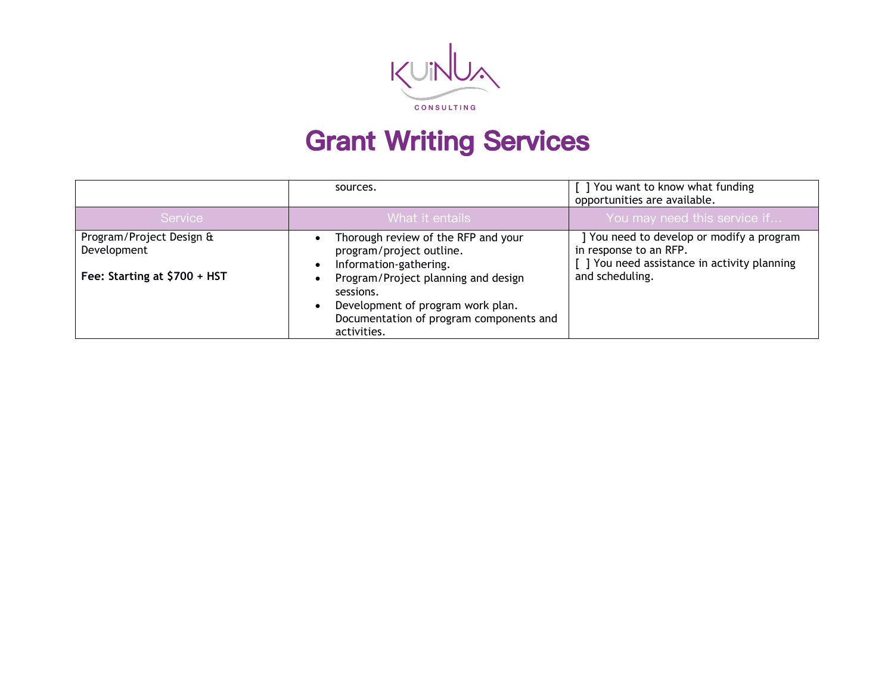KUINUA CONSULTING

# Grant Writing Services

| | | |
|---|---|---|
| | sources. | [ ] You want to know what funding opportunities are available. |
| Service | What it entails | You may need this service if... |
| Program/Project Design & Development<br><br>**Fee: Starting at $700 + HST** | • Thorough review of the RFP and your program/project outline.<br>• Information-gathering.<br>• Program/Project planning and design sessions.<br>• Development of program work plan. Documentation of program components and activities. | ] You need to develop or modify a program in response to an RFP.<br>[ ] You need assistance in activity planning and scheduling. |